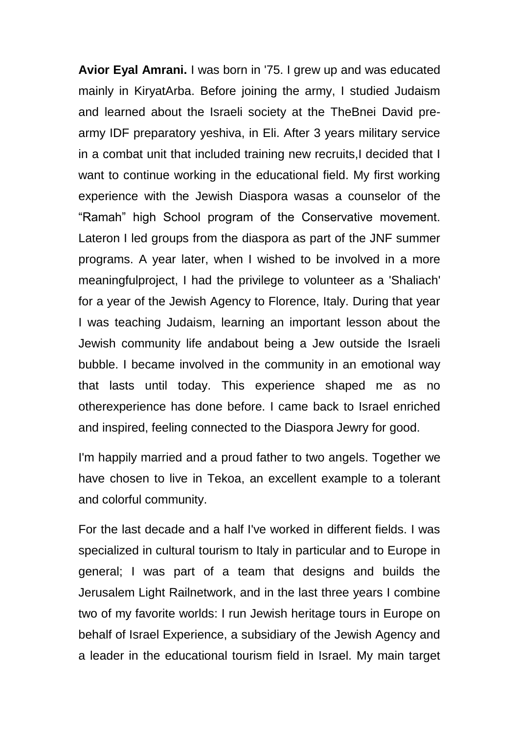**Avior Eyal Amrani.** I was born in '75. I grew up and was educated mainly in KiryatArba. Before joining the army, I studied Judaism and learned about the Israeli society at the TheBnei David pre-army IDF preparatory yeshiva, in Eli. After 3 years military service in a combat unit that included training new recruits,I decided that I want to continue working in the educational field. My first working experience with the Jewish Diaspora wasas a counselor of the “Ramah” high School program of the Conservative movement. Lateron I led groups from the diaspora as part of the JNF summer programs. A year later, when I wished to be involved in a more meaningfulproject, I had the privilege to volunteer as a 'Shaliach' for a year of the Jewish Agency to Florence, Italy. During that year I was teaching Judaism, learning an important lesson about the Jewish community life andabout being a Jew outside the Israeli bubble. I became involved in the community in an emotional way that lasts until today. This experience shaped me as no otherexperience has done before. I came back to Israel enriched and inspired, feeling connected to the Diaspora Jewry for good.

I'm happily married and a proud father to two angels. Together we have chosen to live in Tekoa, an excellent example to a tolerant and colorful community.

For the last decade and a half I've worked in different fields. I was specialized in cultural tourism to Italy in particular and to Europe in general; I was part of a team that designs and builds the Jerusalem Light Railnetwork, and in the last three years I combine two of my favorite worlds: I run Jewish heritage tours in Europe on behalf of Israel Experience, a subsidiary of the Jewish Agency and a leader in the educational tourism field in Israel. My main target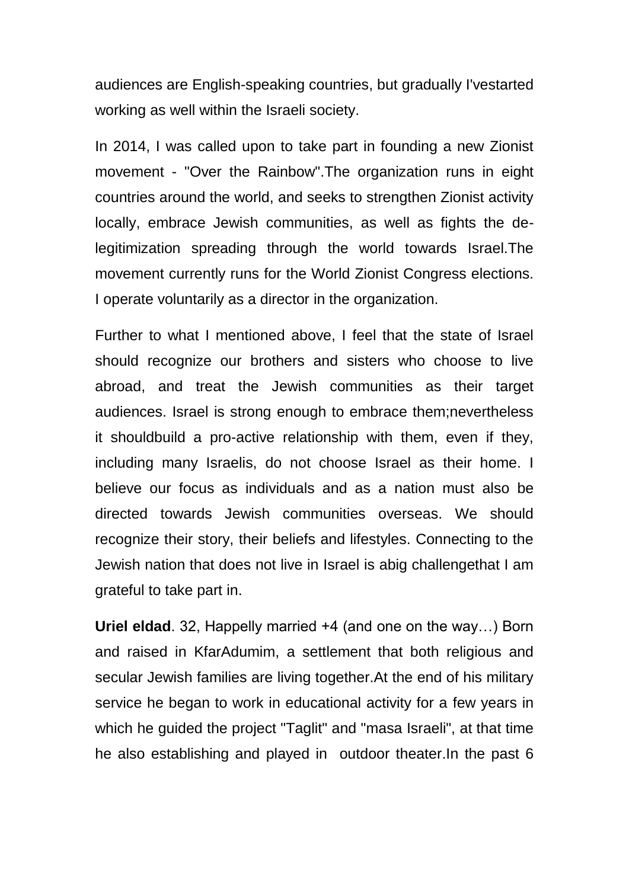audiences are English-speaking countries, but gradually I'vestarted working as well within the Israeli society.

In 2014, I was called upon to take part in founding a new Zionist movement - "Over the Rainbow".The organization runs in eight countries around the world, and seeks to strengthen Zionist activity locally, embrace Jewish communities, as well as fights the de-legitimization spreading through the world towards Israel.The movement currently runs for the World Zionist Congress elections. I operate voluntarily as a director in the organization.

Further to what I mentioned above, I feel that the state of Israel should recognize our brothers and sisters who choose to live abroad, and treat the Jewish communities as their target audiences. Israel is strong enough to embrace them;nevertheless it shouldbuild a pro-active relationship with them, even if they, including many Israelis, do not choose Israel as their home. I believe our focus as individuals and as a nation must also be directed towards Jewish communities overseas. We should recognize their story, their beliefs and lifestyles. Connecting to the Jewish nation that does not live in Israel is abig challengethat I am grateful to take part in.

**Uriel eldad**. 32, Happelly married +4 (and one on the way…) Born and raised in KfarAdumim, a settlement that both religious and secular Jewish families are living together.At the end of his military service he began to work in educational activity for a few years in which he guided the project "Taglit" and "masa Israeli", at that time he also establishing and played in  outdoor theater.In the past 6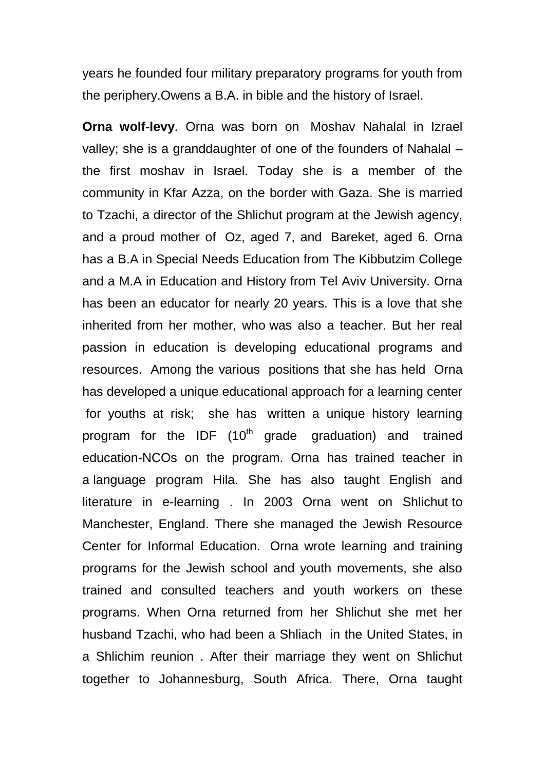years he founded four military preparatory programs for youth from the periphery.Owens a B.A. in bible and the history of Israel.

**Orna wolf-levy**. Orna was born on Moshav Nahalal in Izrael valley; she is a granddaughter of one of the founders of Nahalal – the first moshav in Israel. Today she is a member of the community in Kfar Azza, on the border with Gaza. She is married to Tzachi, a director of the Shlichut program at the Jewish agency, and a proud mother of Oz, aged 7, and Bareket, aged 6. Orna has a B.A in Special Needs Education from The Kibbutzim College and a M.A in Education and History from Tel Aviv University. Orna has been an educator for nearly 20 years. This is a love that she inherited from her mother, who was also a teacher. But her real passion in education is developing educational programs and resources. Among the various positions that she has held Orna has developed a unique educational approach for a learning center for youths at risk; she has written a unique history learning program for the IDF (10th grade graduation) and trained education-NCOs on the program. Orna has trained teacher in a language program Hila. She has also taught English and literature in e-learning . In 2003 Orna went on Shlichut to Manchester, England. There she managed the Jewish Resource Center for Informal Education. Orna wrote learning and training programs for the Jewish school and youth movements, she also trained and consulted teachers and youth workers on these programs. When Orna returned from her Shlichut she met her husband Tzachi, who had been a Shliach in the United States, in a Shlichim reunion . After their marriage they went on Shlichut together to Johannesburg, South Africa. There, Orna taught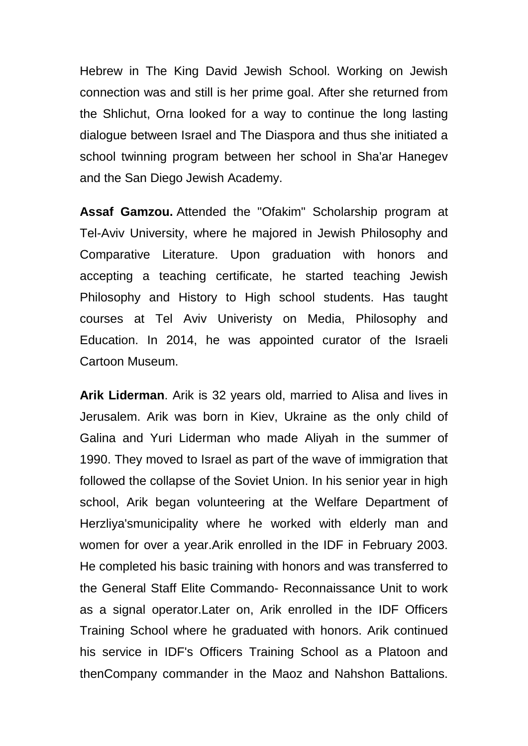Hebrew in The King David Jewish School. Working on Jewish connection was and still is her prime goal. After she returned from the Shlichut, Orna looked for a way to continue the long lasting dialogue between Israel and The Diaspora and thus she initiated a school twinning program between her school in Sha'ar Hanegev and the San Diego Jewish Academy.

**Assaf Gamzou.** Attended the "Ofakim" Scholarship program at Tel-Aviv University, where he majored in Jewish Philosophy and Comparative Literature. Upon graduation with honors and accepting a teaching certificate, he started teaching Jewish Philosophy and History to High school students. Has taught courses at Tel Aviv Univeristy on Media, Philosophy and Education. In 2014, he was appointed curator of the Israeli Cartoon Museum.

**Arik Liderman**. Arik is 32 years old, married to Alisa and lives in Jerusalem. Arik was born in Kiev, Ukraine as the only child of Galina and Yuri Liderman who made Aliyah in the summer of 1990. They moved to Israel as part of the wave of immigration that followed the collapse of the Soviet Union. In his senior year in high school, Arik began volunteering at the Welfare Department of Herzliya'smunicipality where he worked with elderly man and women for over a year.Arik enrolled in the IDF in February 2003. He completed his basic training with honors and was transferred to the General Staff Elite Commando- Reconnaissance Unit to work as a signal operator.Later on, Arik enrolled in the IDF Officers Training School where he graduated with honors. Arik continued his service in IDF's Officers Training School as a Platoon and thenCompany commander in the Maoz and Nahshon Battalions.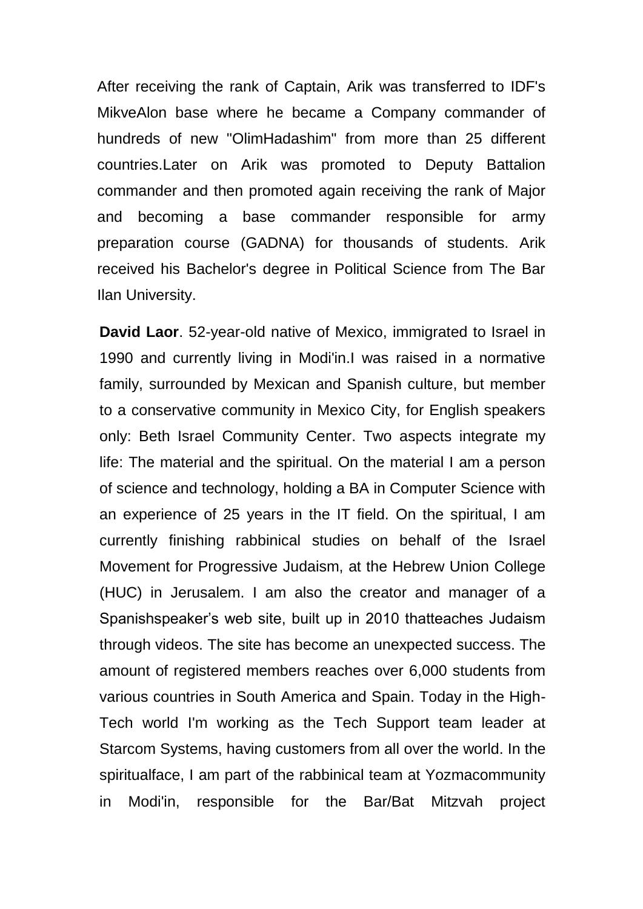After receiving the rank of Captain, Arik was transferred to IDF's MikveAlon base where he became a Company commander of hundreds of new "OlimHadashim" from more than 25 different countries.Later on Arik was promoted to Deputy Battalion commander and then promoted again receiving the rank of Major and becoming a base commander responsible for army preparation course (GADNA) for thousands of students. Arik received his Bachelor's degree in Political Science from The Bar Ilan University.

**David Laor**. 52-year-old native of Mexico, immigrated to Israel in 1990 and currently living in Modi'in.I was raised in a normative family, surrounded by Mexican and Spanish culture, but member to a conservative community in Mexico City, for English speakers only: Beth Israel Community Center. Two aspects integrate my life: The material and the spiritual. On the material I am a person of science and technology, holding a BA in Computer Science with an experience of 25 years in the IT field. On the spiritual, I am currently finishing rabbinical studies on behalf of the Israel Movement for Progressive Judaism, at the Hebrew Union College (HUC) in Jerusalem. I am also the creator and manager of a Spanishspeaker’s web site, built up in 2010 thatteaches Judaism through videos. The site has become an unexpected success. The amount of registered members reaches over 6,000 students from various countries in South America and Spain. Today in the High-Tech world I'm working as the Tech Support team leader at Starcom Systems, having customers from all over the world. In the spiritualface, I am part of the rabbinical team at Yozmacommunity in Modi'in, responsible for the Bar/Bat Mitzvah project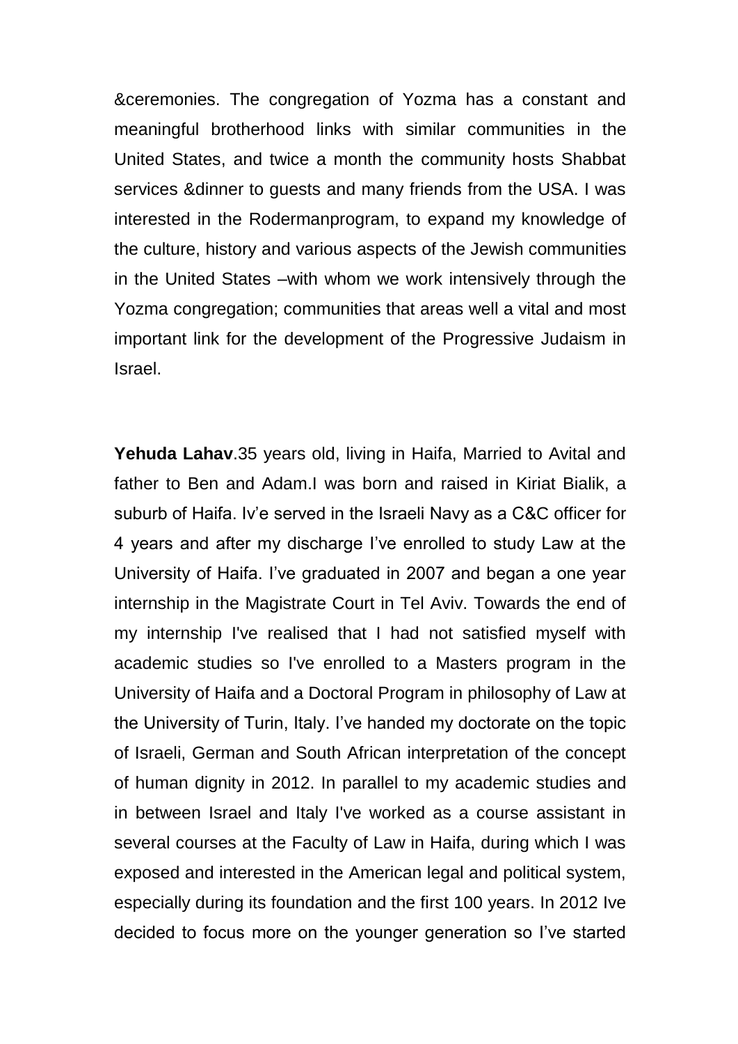&ceremonies. The congregation of Yozma has a constant and meaningful brotherhood links with similar communities in the United States, and twice a month the community hosts Shabbat services &dinner to guests and many friends from the USA. I was interested in the Rodermanprogram, to expand my knowledge of the culture, history and various aspects of the Jewish communities in the United States –with whom we work intensively through the Yozma congregation; communities that areas well a vital and most important link for the development of the Progressive Judaism in Israel.

**Yehuda Lahav**.35 years old, living in Haifa, Married to Avital and father to Ben and Adam.I was born and raised in Kiriat Bialik, a suburb of Haifa. Iv'e served in the Israeli Navy as a C&C officer for 4 years and after my discharge I've enrolled to study Law at the University of Haifa. I've graduated in 2007 and began a one year internship in the Magistrate Court in Tel Aviv. Towards the end of my internship I've realised that I had not satisfied myself with academic studies so I've enrolled to a Masters program in the University of Haifa and a Doctoral Program in philosophy of Law at the University of Turin, Italy. I've handed my doctorate on the topic of Israeli, German and South African interpretation of the concept of human dignity in 2012. In parallel to my academic studies and in between Israel and Italy I've worked as a course assistant in several courses at the Faculty of Law in Haifa, during which I was exposed and interested in the American legal and political system, especially during its foundation and the first 100 years. In 2012 Ive decided to focus more on the younger generation so I've started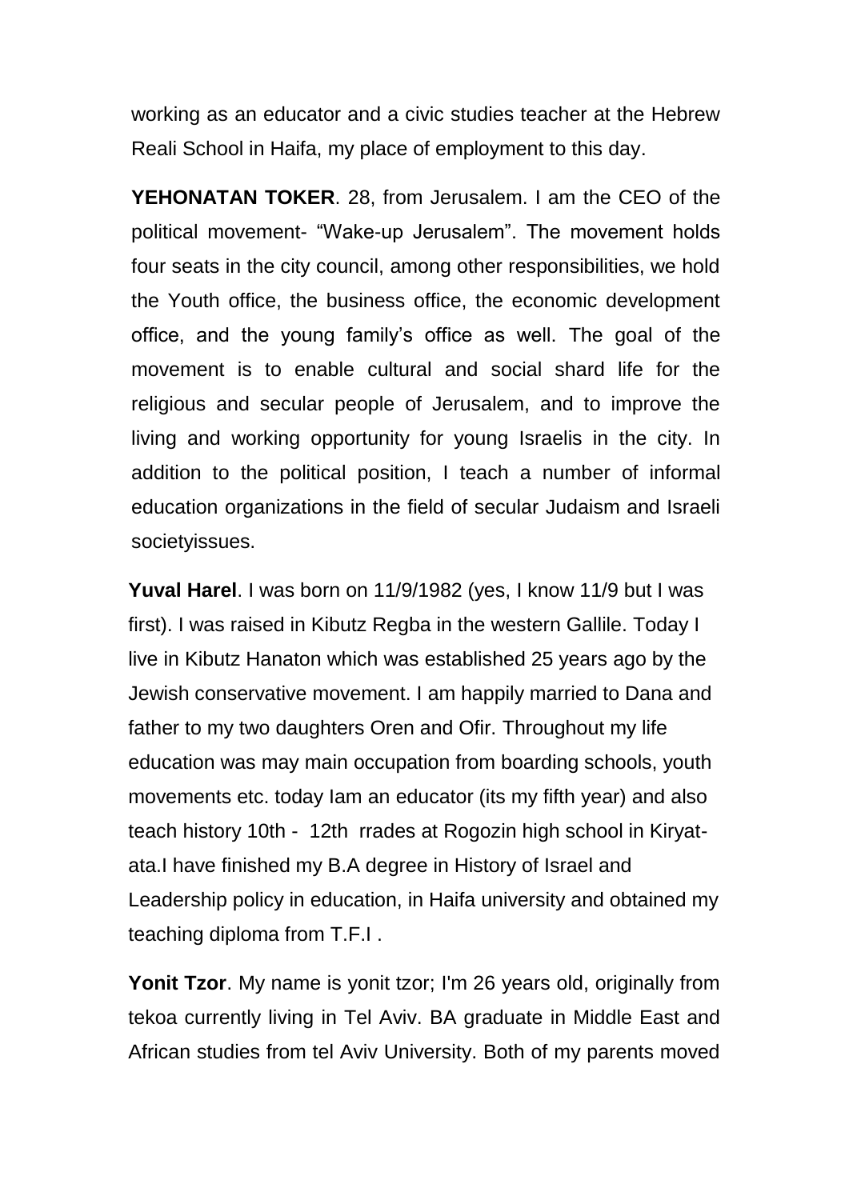working as an educator and a civic studies teacher at the Hebrew Reali School in Haifa, my place of employment to this day.

**YEHONATAN TOKER**. 28, from Jerusalem. I am the CEO of the political movement- "Wake-up Jerusalem". The movement holds four seats in the city council, among other responsibilities, we hold the Youth office, the business office, the economic development office, and the young family's office as well. The goal of the movement is to enable cultural and social shard life for the religious and secular people of Jerusalem, and to improve the living and working opportunity for young Israelis in the city. In addition to the political position, I teach a number of informal education organizations in the field of secular Judaism and Israeli societyissues.

**Yuval Harel**. I was born on 11/9/1982 (yes, I know 11/9 but I was first). I was raised in Kibutz Regba in the western Gallile. Today I live in Kibutz Hanaton which was established 25 years ago by the Jewish conservative movement. I am happily married to Dana and father to my two daughters Oren and Ofir. Throughout my life education was may main occupation from boarding schools, youth movements etc. today Iam an educator (its my fifth year) and also teach history 10th - 12th rrades at Rogozin high school in Kiryat-ata.I have finished my B.A degree in History of Israel and Leadership policy in education, in Haifa university and obtained my teaching diploma from T.F.I .

**Yonit Tzor**. My name is yonit tzor; I'm 26 years old, originally from tekoa currently living in Tel Aviv. BA graduate in Middle East and African studies from tel Aviv University. Both of my parents moved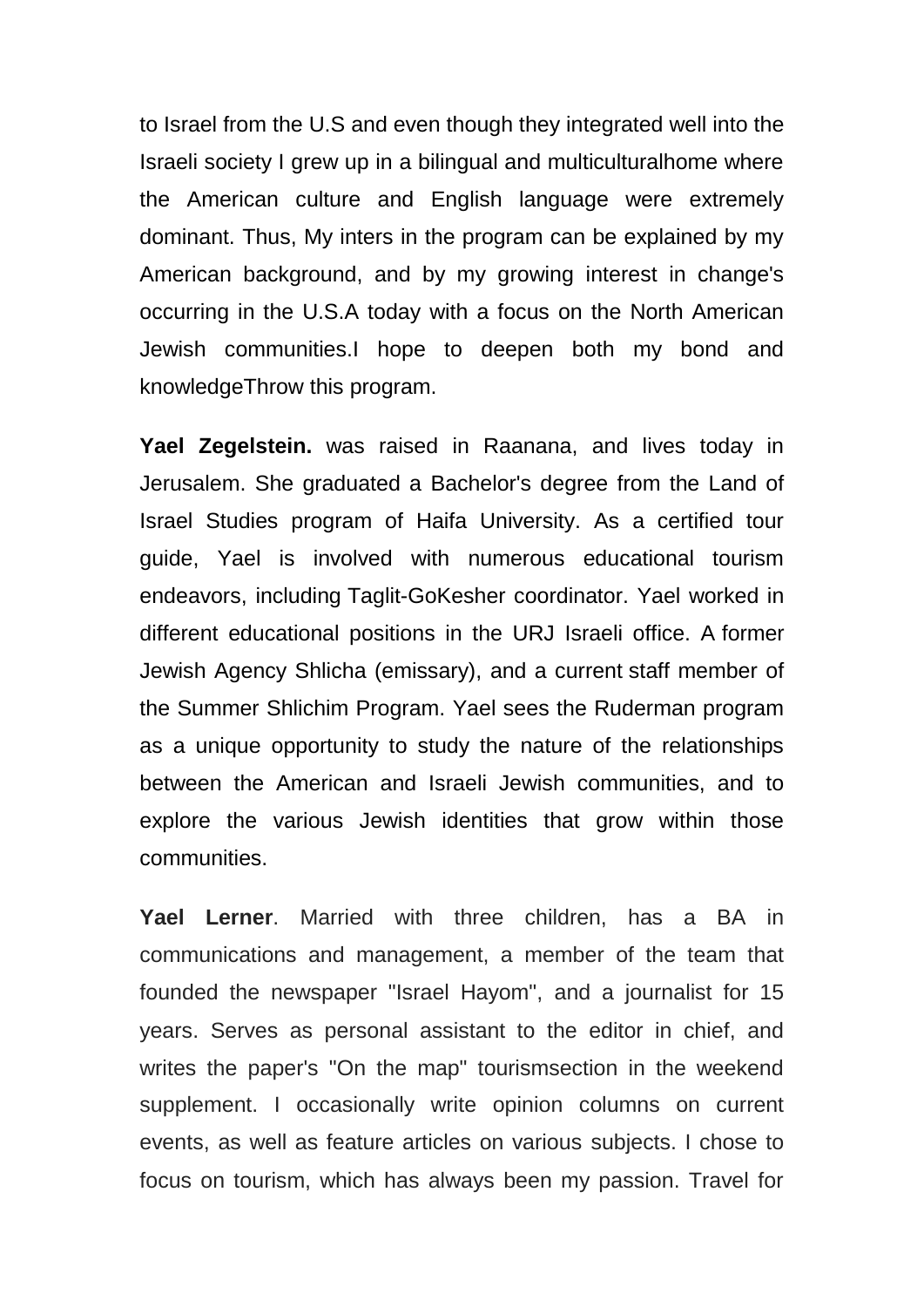to Israel from the U.S and even though they integrated well into the Israeli society I grew up in a bilingual and multiculturalhome where the American culture and English language were extremely dominant. Thus, My inters in the program can be explained by my American background, and by my growing interest in change's occurring in the U.S.A today with a focus on the North American Jewish communities.I hope to deepen both my bond and knowledgeThrow this program.

**Yael Zegelstein.** was raised in Raanana, and lives today in Jerusalem. She graduated a Bachelor's degree from the Land of Israel Studies program of Haifa University. As a certified tour guide, Yael is involved with numerous educational tourism endeavors, including Taglit-GoKesher coordinator. Yael worked in different educational positions in the URJ Israeli office. A former Jewish Agency Shlicha (emissary), and a current staff member of the Summer Shlichim Program. Yael sees the Ruderman program as a unique opportunity to study the nature of the relationships between the American and Israeli Jewish communities, and to explore the various Jewish identities that grow within those communities.

**Yael Lerner**. Married with three children, has a BA in communications and management, a member of the team that founded the newspaper "Israel Hayom", and a journalist for 15 years. Serves as personal assistant to the editor in chief, and writes the paper's "On the map" tourismsection in the weekend supplement. I occasionally write opinion columns on current events, as well as feature articles on various subjects. I chose to focus on tourism, which has always been my passion. Travel for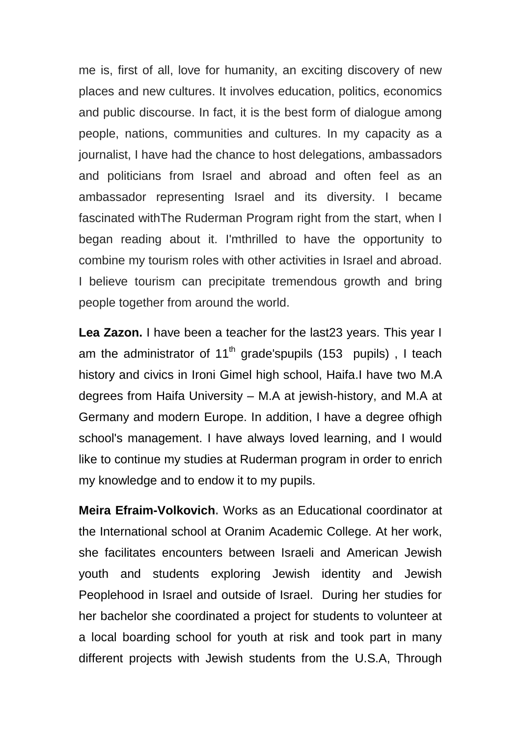me is, first of all, love for humanity, an exciting discovery of new places and new cultures. It involves education, politics, economics and public discourse. In fact, it is the best form of dialogue among people, nations, communities and cultures. In my capacity as a journalist, I have had the chance to host delegations, ambassadors and politicians from Israel and abroad and often feel as an ambassador representing Israel and its diversity. I became fascinated withThe Ruderman Program right from the start, when I began reading about it. I'mthrilled to have the opportunity to combine my tourism roles with other activities in Israel and abroad. I believe tourism can precipitate tremendous growth and bring people together from around the world.

**Lea Zazon.** I have been a teacher for the last23 years. This year I am the administrator of 11th grade'spupils (153 pupils) , I teach history and civics in Ironi Gimel high school, Haifa.I have two M.A degrees from Haifa University – M.A at jewish-history, and M.A at Germany and modern Europe. In addition, I have a degree ofhigh school's management. I have always loved learning, and I would like to continue my studies at Ruderman program in order to enrich my knowledge and to endow it to my pupils.

**Meira Efraim-Volkovich.** Works as an Educational coordinator at the International school at Oranim Academic College. At her work, she facilitates encounters between Israeli and American Jewish youth and students exploring Jewish identity and Jewish Peoplehood in Israel and outside of Israel. During her studies for her bachelor she coordinated a project for students to volunteer at a local boarding school for youth at risk and took part in many different projects with Jewish students from the U.S.A, Through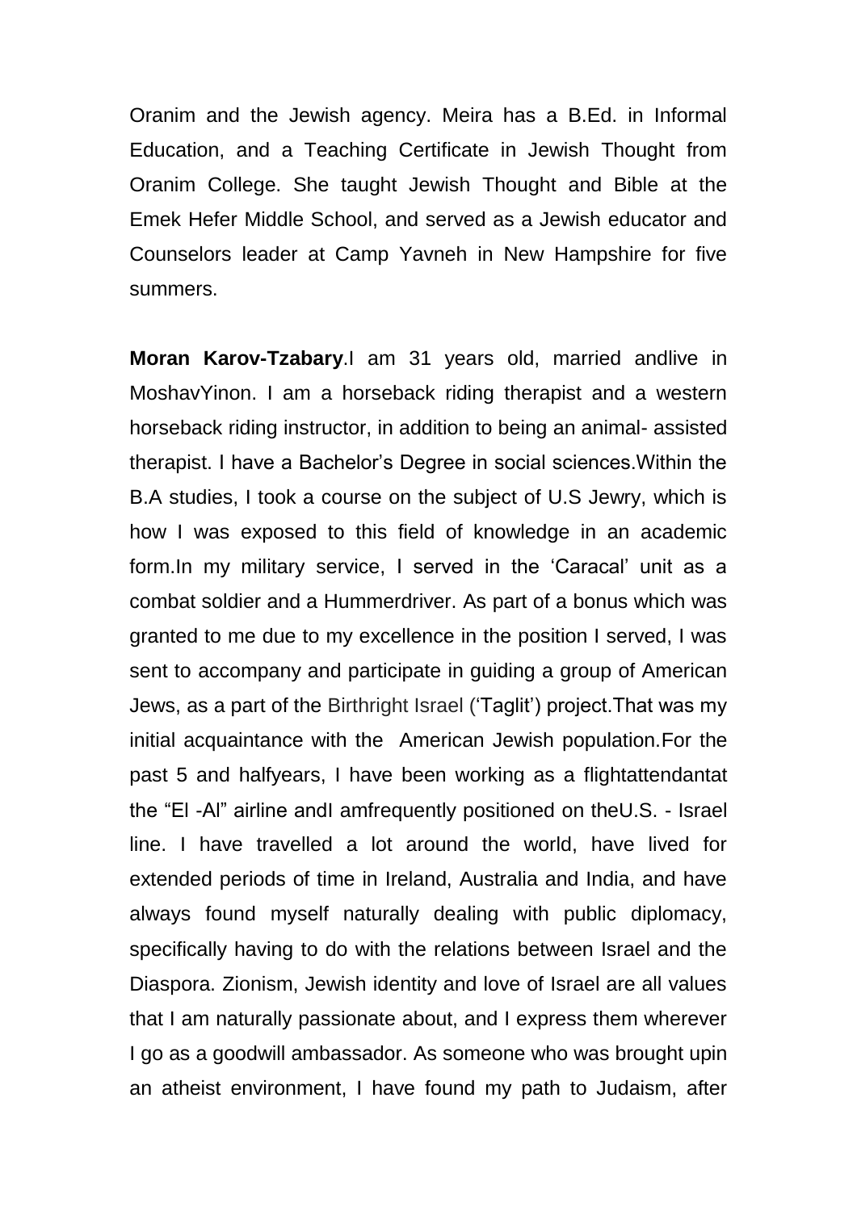Oranim and the Jewish agency. Meira has a B.Ed. in Informal Education, and a Teaching Certificate in Jewish Thought from Oranim College. She taught Jewish Thought and Bible at the Emek Hefer Middle School, and served as a Jewish educator and Counselors leader at Camp Yavneh in New Hampshire for five summers.

**Moran Karov-Tzabary**.I am 31 years old, married andlive in MoshavYinon. I am a horseback riding therapist and a western horseback riding instructor, in addition to being an animal- assisted therapist. I have a Bachelor's Degree in social sciences.Within the B.A studies, I took a course on the subject of U.S Jewry, which is how I was exposed to this field of knowledge in an academic form.In my military service, I served in the 'Caracal' unit as a combat soldier and a Hummerdriver. As part of a bonus which was granted to me due to my excellence in the position I served, I was sent to accompany and participate in guiding a group of American Jews, as a part of the Birthright Israel ('Taglit') project.That was my initial acquaintance with the American Jewish population.For the past 5 and halfyears, I have been working as a flightattendantat the "El -Al" airline andI amfrequently positioned on theU.S. - Israel line. I have travelled a lot around the world, have lived for extended periods of time in Ireland, Australia and India, and have always found myself naturally dealing with public diplomacy, specifically having to do with the relations between Israel and the Diaspora. Zionism, Jewish identity and love of Israel are all values that I am naturally passionate about, and I express them wherever I go as a goodwill ambassador. As someone who was brought upin an atheist environment, I have found my path to Judaism, after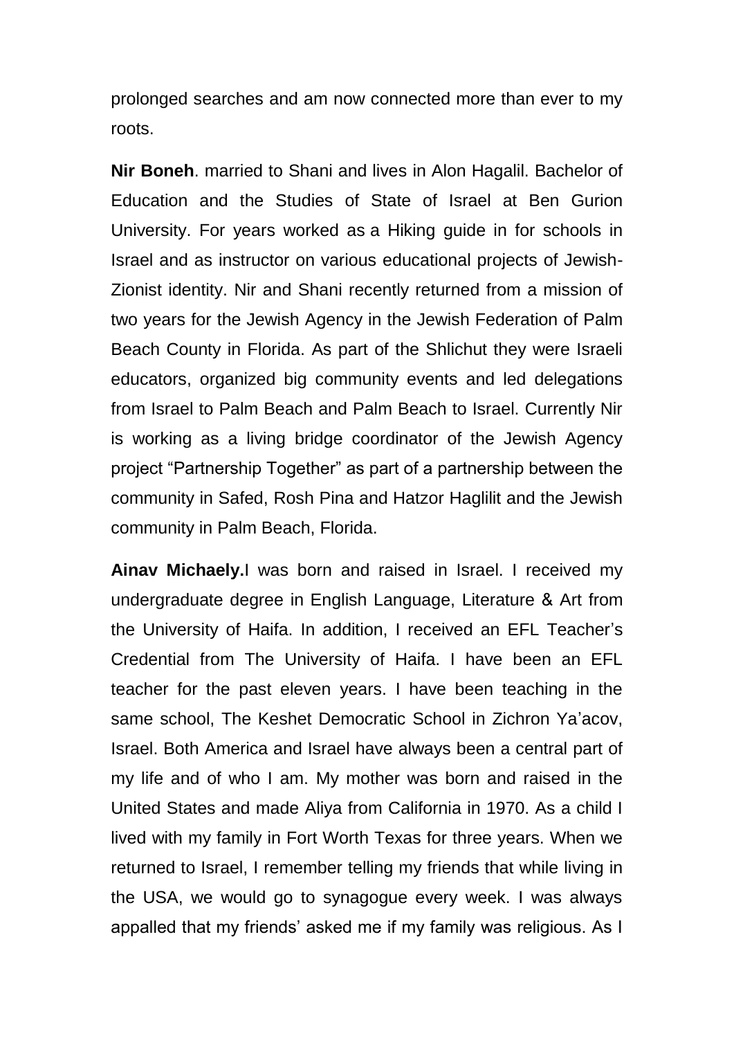prolonged searches and am now connected more than ever to my roots.

**Nir Boneh**. married to Shani and lives in Alon Hagalil. Bachelor of Education and the Studies of State of Israel at Ben Gurion University. For years worked as a Hiking guide in for schools in Israel and as instructor on various educational projects of Jewish-Zionist identity. Nir and Shani recently returned from a mission of two years for the Jewish Agency in the Jewish Federation of Palm Beach County in Florida. As part of the Shlichut they were Israeli educators, organized big community events and led delegations from Israel to Palm Beach and Palm Beach to Israel. Currently Nir is working as a living bridge coordinator of the Jewish Agency project "Partnership Together" as part of a partnership between the community in Safed, Rosh Pina and Hatzor Haglilit and the Jewish community in Palm Beach, Florida.

**Ainav Michaely.**I was born and raised in Israel. I received my undergraduate degree in English Language, Literature & Art from the University of Haifa. In addition, I received an EFL Teacher's Credential from The University of Haifa. I have been an EFL teacher for the past eleven years. I have been teaching in the same school, The Keshet Democratic School in Zichron Ya'acov, Israel. Both America and Israel have always been a central part of my life and of who I am. My mother was born and raised in the United States and made Aliya from California in 1970. As a child I lived with my family in Fort Worth Texas for three years. When we returned to Israel, I remember telling my friends that while living in the USA, we would go to synagogue every week. I was always appalled that my friends' asked me if my family was religious. As I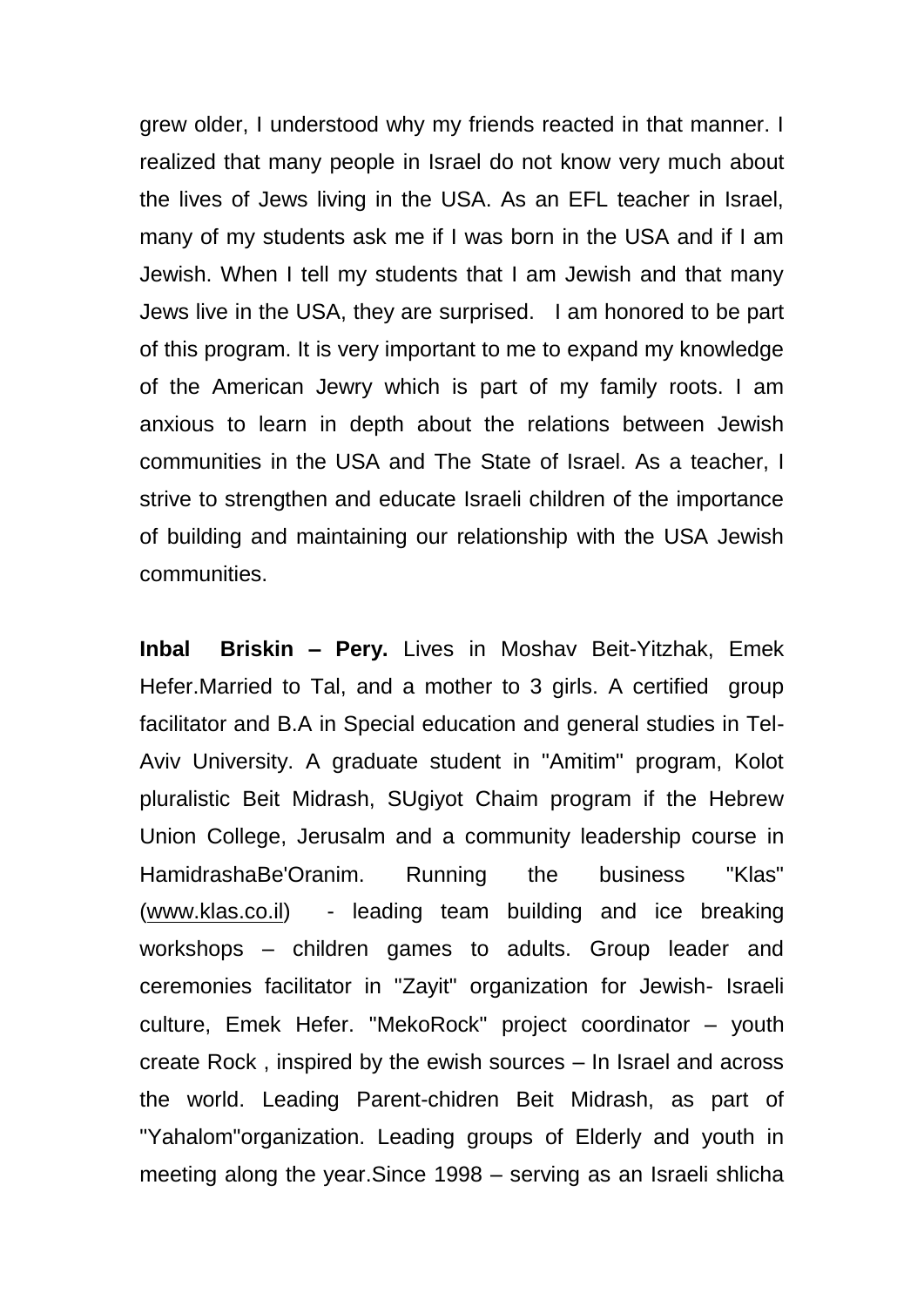grew older, I understood why my friends reacted in that manner. I realized that many people in Israel do not know very much about the lives of Jews living in the USA. As an EFL teacher in Israel, many of my students ask me if I was born in the USA and if I am Jewish. When I tell my students that I am Jewish and that many Jews live in the USA, they are surprised. I am honored to be part of this program. It is very important to me to expand my knowledge of the American Jewry which is part of my family roots. I am anxious to learn in depth about the relations between Jewish communities in the USA and The State of Israel. As a teacher, I strive to strengthen and educate Israeli children of the importance of building and maintaining our relationship with the USA Jewish communities.

**Inbal Briskin – Pery.** Lives in Moshav Beit-Yitzhak, Emek Hefer.Married to Tal, and a mother to 3 girls. A certified group facilitator and B.A in Special education and general studies in Tel-Aviv University. A graduate student in "Amitim" program, Kolot pluralistic Beit Midrash, SUgiyot Chaim program if the Hebrew Union College, Jerusalm and a community leadership course in HamidrashaBe'Oranim. Running the business "Klas" (www.klas.co.il) - leading team building and ice breaking workshops – children games to adults. Group leader and ceremonies facilitator in "Zayit" organization for Jewish- Israeli culture, Emek Hefer. "MekoRock" project coordinator – youth create Rock , inspired by the ewish sources – In Israel and across the world. Leading Parent-chidren Beit Midrash, as part of "Yahalom"organization. Leading groups of Elderly and youth in meeting along the year.Since 1998 – serving as an Israeli shlicha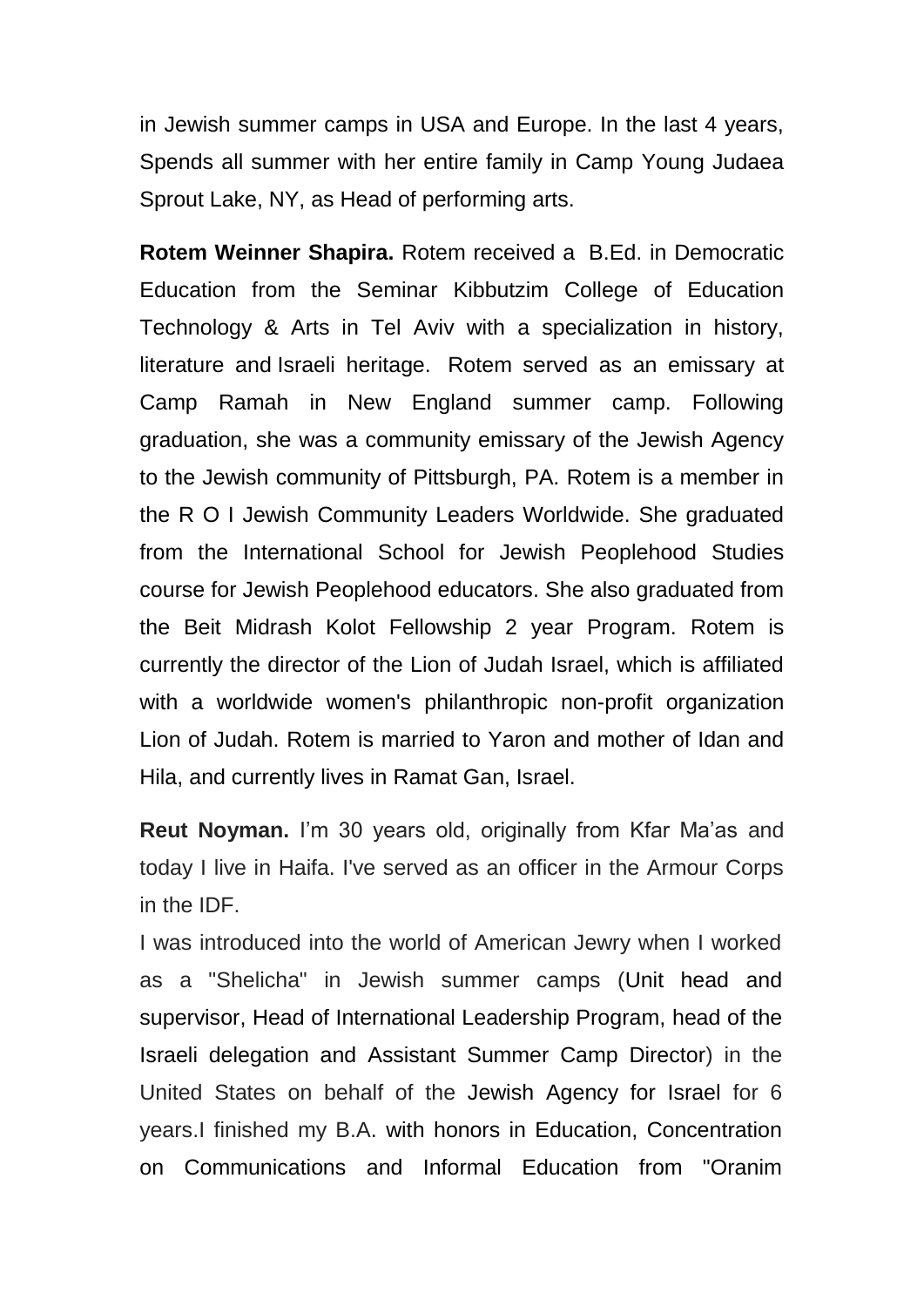in Jewish summer camps in USA and Europe. In the last 4 years, Spends all summer with her entire family in Camp Young Judaea Sprout Lake, NY, as Head of performing arts.

**Rotem Weinner Shapira.** Rotem received a B.Ed. in Democratic Education from the Seminar Kibbutzim College of Education Technology & Arts in Tel Aviv with a specialization in history, literature and Israeli heritage. Rotem served as an emissary at Camp Ramah in New England summer camp. Following graduation, she was a community emissary of the Jewish Agency to the Jewish community of Pittsburgh, PA. Rotem is a member in the R O I Jewish Community Leaders Worldwide. She graduated from the International School for Jewish Peoplehood Studies course for Jewish Peoplehood educators. She also graduated from the Beit Midrash Kolot Fellowship 2 year Program. Rotem is currently the director of the Lion of Judah Israel, which is affiliated with a worldwide women's philanthropic non-profit organization Lion of Judah. Rotem is married to Yaron and mother of Idan and Hila, and currently lives in Ramat Gan, Israel.

**Reut Noyman.** I'm 30 years old, originally from Kfar Ma'as and today I live in Haifa. I've served as an officer in the Armour Corps in the IDF.

I was introduced into the world of American Jewry when I worked as a "Shelicha" in Jewish summer camps (Unit head and supervisor, Head of International Leadership Program, head of the Israeli delegation and Assistant Summer Camp Director) in the United States on behalf of the Jewish Agency for Israel for 6 years.I finished my B.A. with honors in Education, Concentration on Communications and Informal Education from "Oranim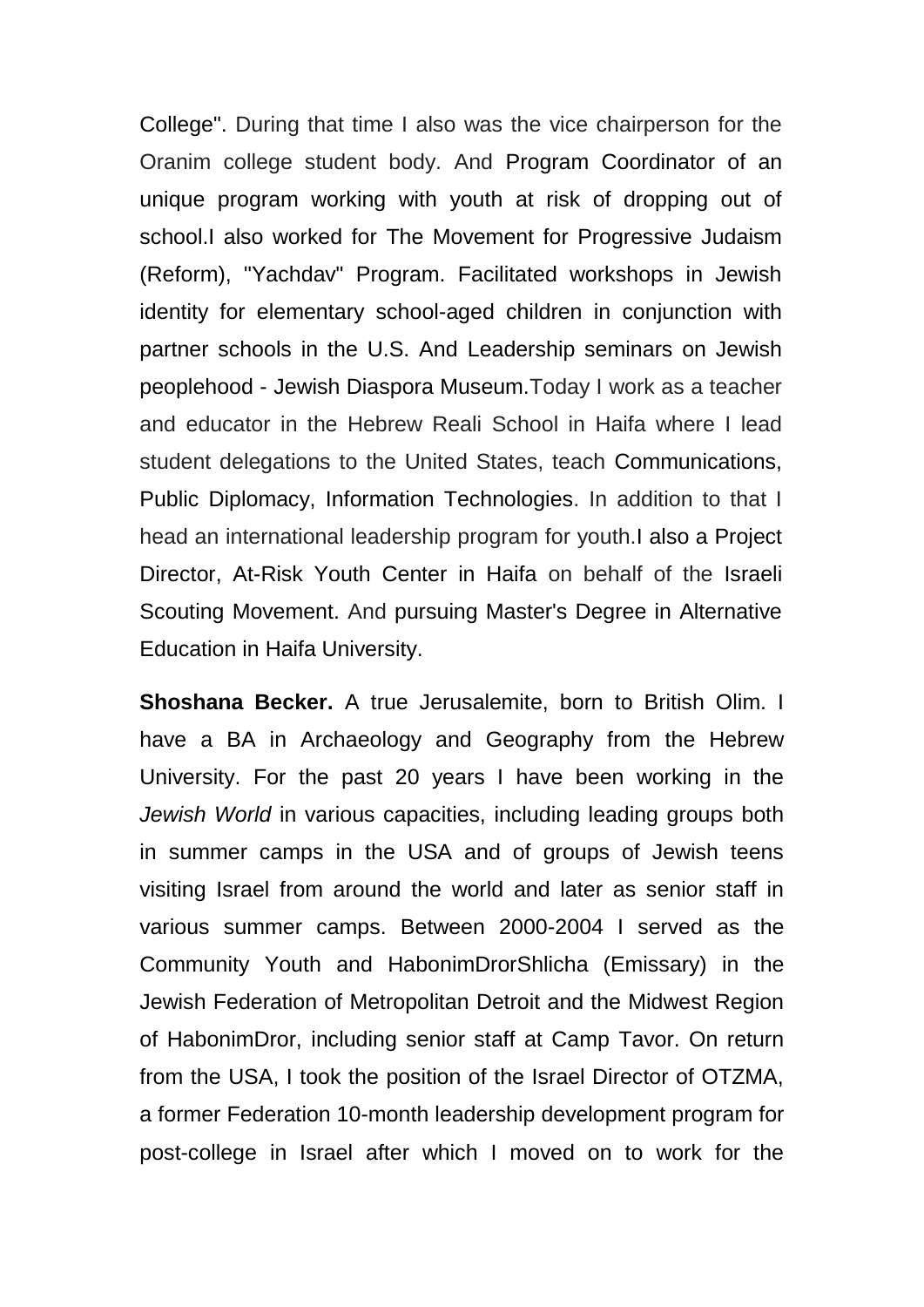College". During that time I also was the vice chairperson for the Oranim college student body. And Program Coordinator of an unique program working with youth at risk of dropping out of school.I also worked for The Movement for Progressive Judaism (Reform), "Yachdav" Program. Facilitated workshops in Jewish identity for elementary school-aged children in conjunction with partner schools in the U.S. And Leadership seminars on Jewish peoplehood - Jewish Diaspora Museum.Today I work as a teacher and educator in the Hebrew Reali School in Haifa where I lead student delegations to the United States, teach Communications, Public Diplomacy, Information Technologies. In addition to that I head an international leadership program for youth.I also a Project Director, At-Risk Youth Center in Haifa on behalf of the Israeli Scouting Movement. And pursuing Master's Degree in Alternative Education in Haifa University.

**Shoshana Becker.** A true Jerusalemite, born to British Olim. I have a BA in Archaeology and Geography from the Hebrew University. For the past 20 years I have been working in the *Jewish World* in various capacities, including leading groups both in summer camps in the USA and of groups of Jewish teens visiting Israel from around the world and later as senior staff in various summer camps. Between 2000-2004 I served as the Community Youth and HabonimDrorShlicha (Emissary) in the Jewish Federation of Metropolitan Detroit and the Midwest Region of HabonimDror, including senior staff at Camp Tavor. On return from the USA, I took the position of the Israel Director of OTZMA, a former Federation 10-month leadership development program for post-college in Israel after which I moved on to work for the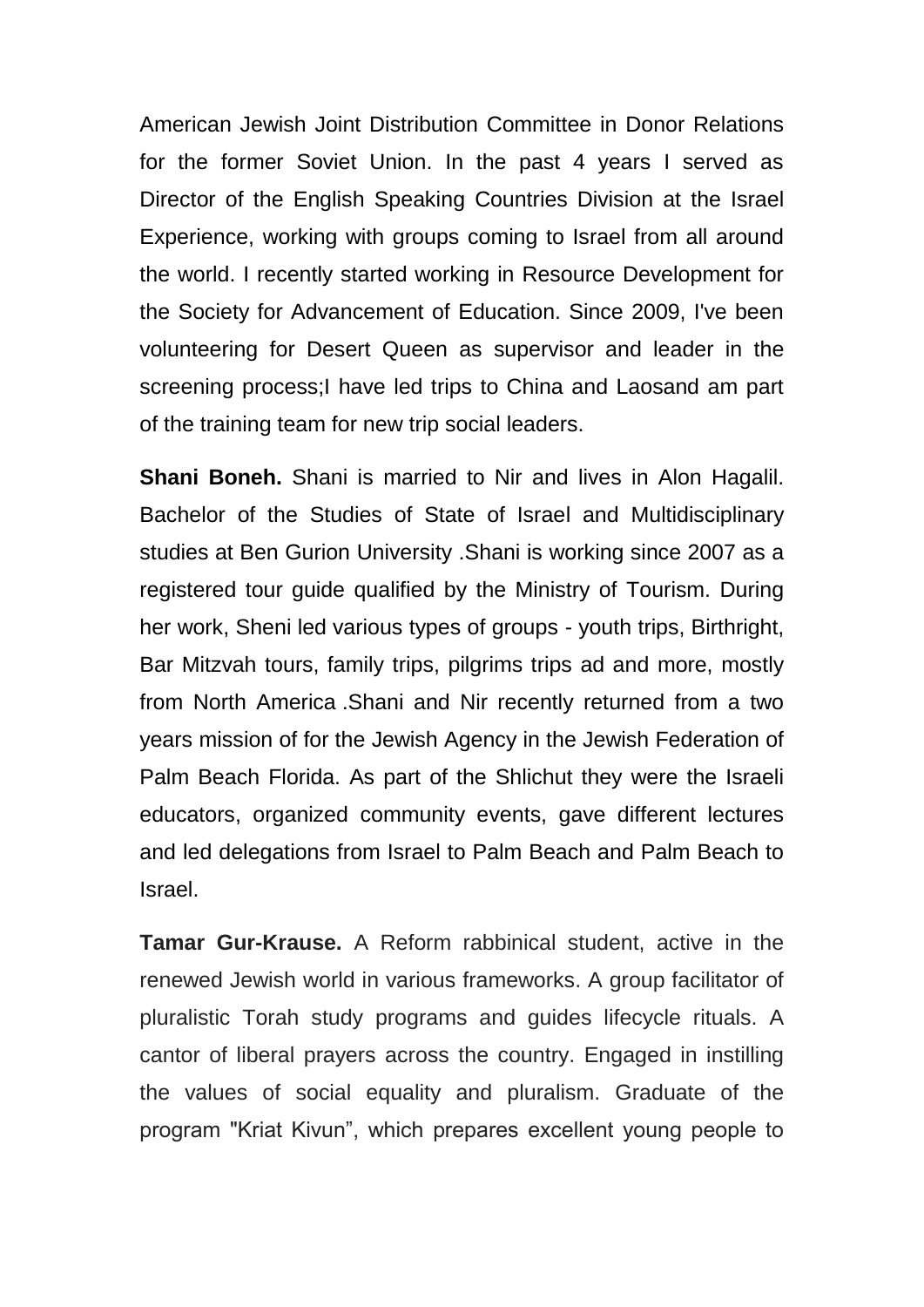American Jewish Joint Distribution Committee in Donor Relations for the former Soviet Union. In the past 4 years I served as Director of the English Speaking Countries Division at the Israel Experience, working with groups coming to Israel from all around the world. I recently started working in Resource Development for the Society for Advancement of Education. Since 2009, I've been volunteering for Desert Queen as supervisor and leader in the screening process;I have led trips to China and Laosand am part of the training team for new trip social leaders.

**Shani Boneh.** Shani is married to Nir and lives in Alon Hagalil. Bachelor of the Studies of State of Israel and Multidisciplinary studies at Ben Gurion University .Shani is working since 2007 as a registered tour guide qualified by the Ministry of Tourism. During her work, Sheni led various types of groups - youth trips, Birthright, Bar Mitzvah tours, family trips, pilgrims trips ad and more, mostly from North America .Shani and Nir recently returned from a two years mission of for the Jewish Agency in the Jewish Federation of Palm Beach Florida. As part of the Shlichut they were the Israeli educators, organized community events, gave different lectures and led delegations from Israel to Palm Beach and Palm Beach to Israel.

**Tamar Gur-Krause.** A Reform rabbinical student, active in the renewed Jewish world in various frameworks. A group facilitator of pluralistic Torah study programs and guides lifecycle rituals. A cantor of liberal prayers across the country. Engaged in instilling the values of social equality and pluralism. Graduate of the program "Kriat Kivun", which prepares excellent young people to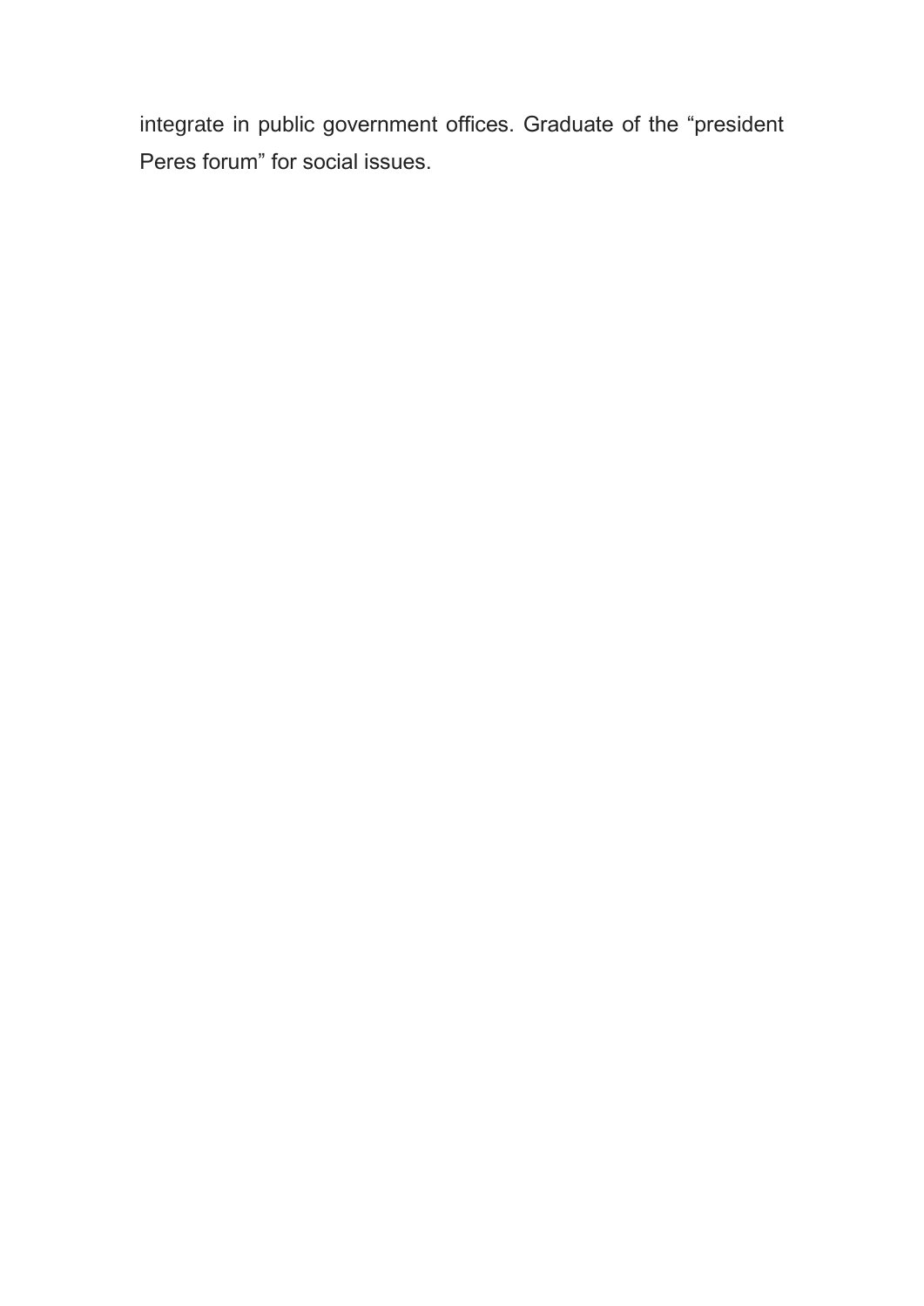integrate in public government offices. Graduate of the “president Peres forum” for social issues.